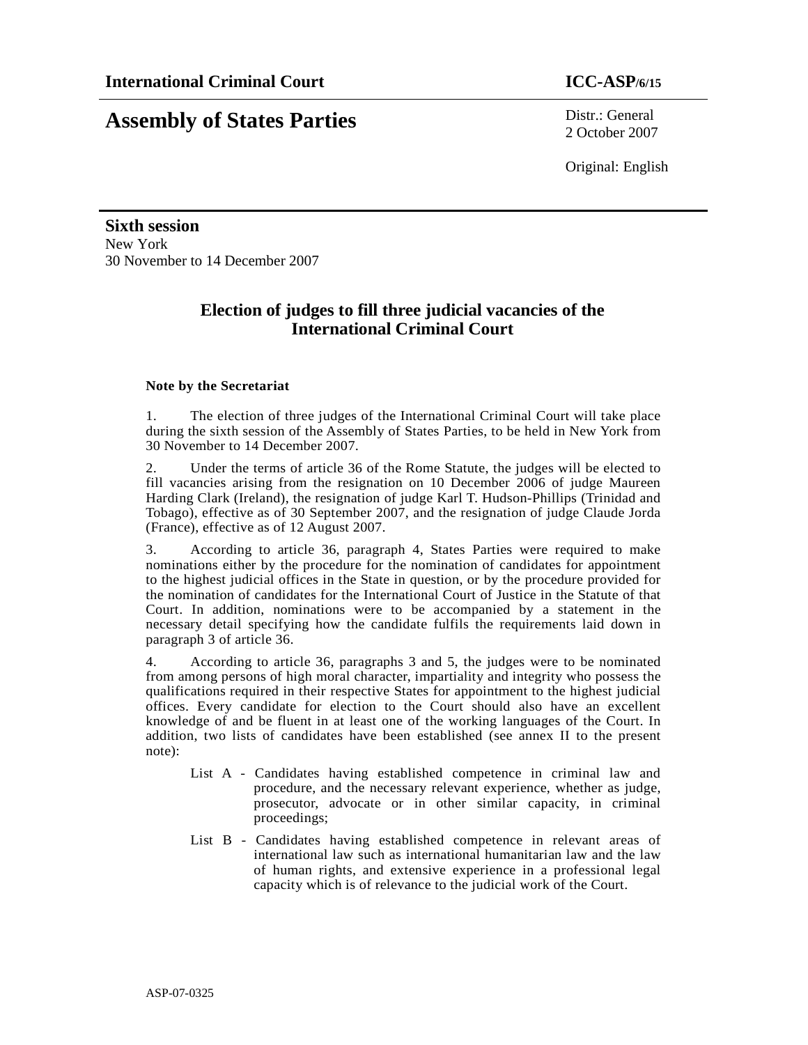**International Criminal Court** **ICC-ASP/6/15**

# Assembly of States Parties

Distr.: General
2 October 2007

Original: English

**Sixth session**
New York
30 November to 14 December 2007

## Election of judges to fill three judicial vacancies of the International Criminal Court

### Note by the Secretariat

1. The election of three judges of the International Criminal Court will take place during the sixth session of the Assembly of States Parties, to be held in New York from 30 November to 14 December 2007.

2. Under the terms of article 36 of the Rome Statute, the judges will be elected to fill vacancies arising from the resignation on 10 December 2006 of judge Maureen Harding Clark (Ireland), the resignation of judge Karl T. Hudson-Phillips (Trinidad and Tobago), effective as of 30 September 2007, and the resignation of judge Claude Jorda (France), effective as of 12 August 2007.

3. According to article 36, paragraph 4, States Parties were required to make nominations either by the procedure for the nomination of candidates for appointment to the highest judicial offices in the State in question, or by the procedure provided for the nomination of candidates for the International Court of Justice in the Statute of that Court. In addition, nominations were to be accompanied by a statement in the necessary detail specifying how the candidate fulfils the requirements laid down in paragraph 3 of article 36.

4. According to article 36, paragraphs 3 and 5, the judges were to be nominated from among persons of high moral character, impartiality and integrity who possess the qualifications required in their respective States for appointment to the highest judicial offices. Every candidate for election to the Court should also have an excellent knowledge of and be fluent in at least one of the working languages of the Court. In addition, two lists of candidates have been established (see annex II to the present note):

- List A - Candidates having established competence in criminal law and procedure, and the necessary relevant experience, whether as judge, prosecutor, advocate or in other similar capacity, in criminal proceedings;
- List B - Candidates having established competence in relevant areas of international law such as international humanitarian law and the law of human rights, and extensive experience in a professional legal capacity which is of relevance to the judicial work of the Court.

ASP-07-0325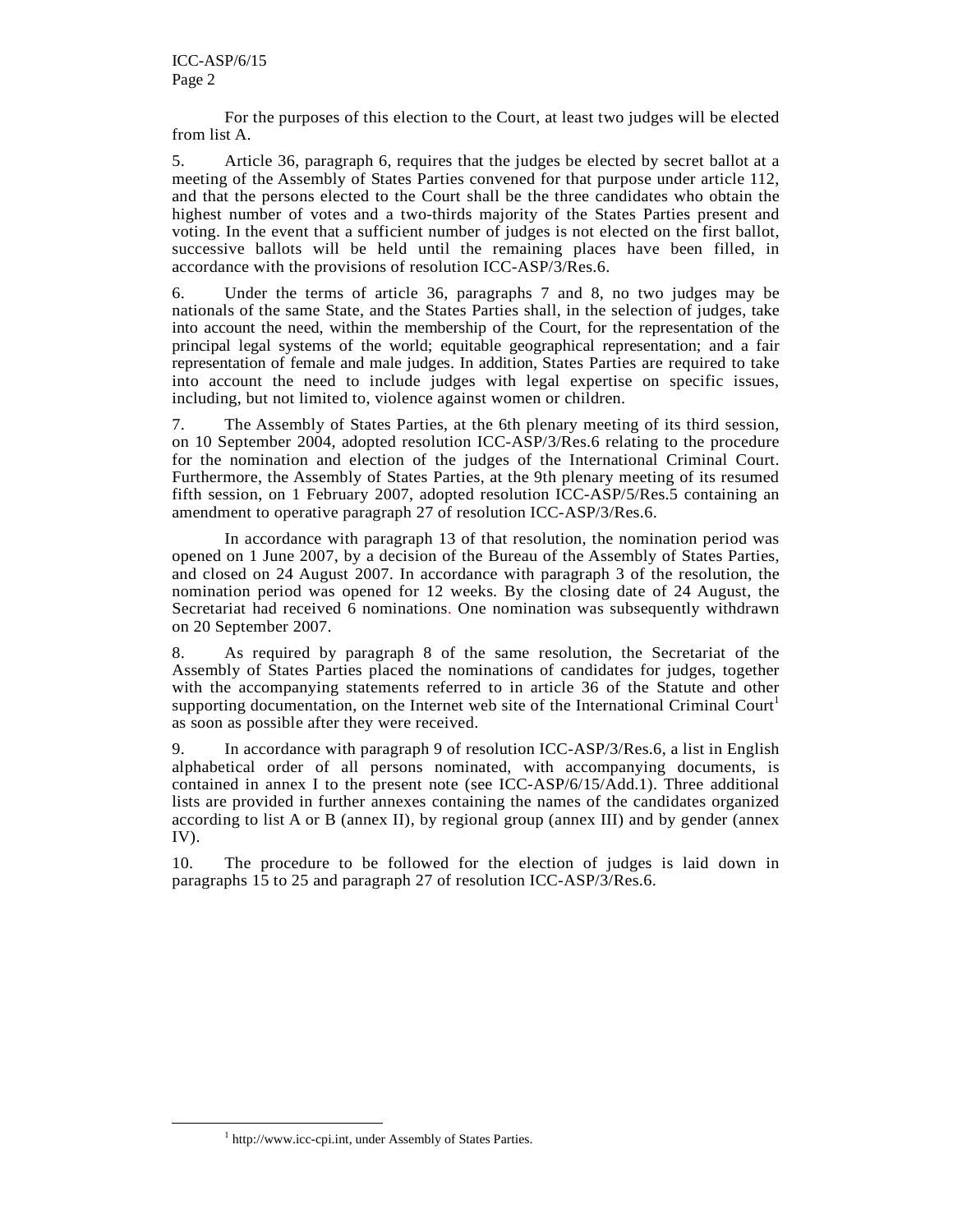For the purposes of this election to the Court, at least two judges will be elected from list A.

5. Article 36, paragraph 6, requires that the judges be elected by secret ballot at a meeting of the Assembly of States Parties convened for that purpose under article 112, and that the persons elected to the Court shall be the three candidates who obtain the highest number of votes and a two-thirds majority of the States Parties present and voting. In the event that a sufficient number of judges is not elected on the first ballot, successive ballots will be held until the remaining places have been filled, in accordance with the provisions of resolution ICC-ASP/3/Res.6.

6. Under the terms of article 36, paragraphs 7 and 8, no two judges may be nationals of the same State, and the States Parties shall, in the selection of judges, take into account the need, within the membership of the Court, for the representation of the principal legal systems of the world; equitable geographical representation; and a fair representation of female and male judges. In addition, States Parties are required to take into account the need to include judges with legal expertise on specific issues, including, but not limited to, violence against women or children.

7. The Assembly of States Parties, at the 6th plenary meeting of its third session, on 10 September 2004, adopted resolution ICC-ASP/3/Res.6 relating to the procedure for the nomination and election of the judges of the International Criminal Court. Furthermore, the Assembly of States Parties, at the 9th plenary meeting of its resumed fifth session, on 1 February 2007, adopted resolution ICC-ASP/5/Res.5 containing an amendment to operative paragraph 27 of resolution ICC-ASP/3/Res.6.

In accordance with paragraph 13 of that resolution, the nomination period was opened on 1 June 2007, by a decision of the Bureau of the Assembly of States Parties, and closed on 24 August 2007. In accordance with paragraph 3 of the resolution, the nomination period was opened for 12 weeks. By the closing date of 24 August, the Secretariat had received 6 nominations. One nomination was subsequently withdrawn on 20 September 2007.

8. As required by paragraph 8 of the same resolution, the Secretariat of the Assembly of States Parties placed the nominations of candidates for judges, together with the accompanying statements referred to in article 36 of the Statute and other supporting documentation, on the Internet web site of the International Criminal Court[1] as soon as possible after they were received.

9. In accordance with paragraph 9 of resolution ICC-ASP/3/Res.6, a list in English alphabetical order of all persons nominated, with accompanying documents, is contained in annex I to the present note (see ICC-ASP/6/15/Add.1). Three additional lists are provided in further annexes containing the names of the candidates organized according to list A or B (annex II), by regional group (annex III) and by gender (annex IV).

10. The procedure to be followed for the election of judges is laid down in paragraphs 15 to 25 and paragraph 27 of resolution ICC-ASP/3/Res.6.

---

[1] http://www.icc-cpi.int, under Assembly of States Parties.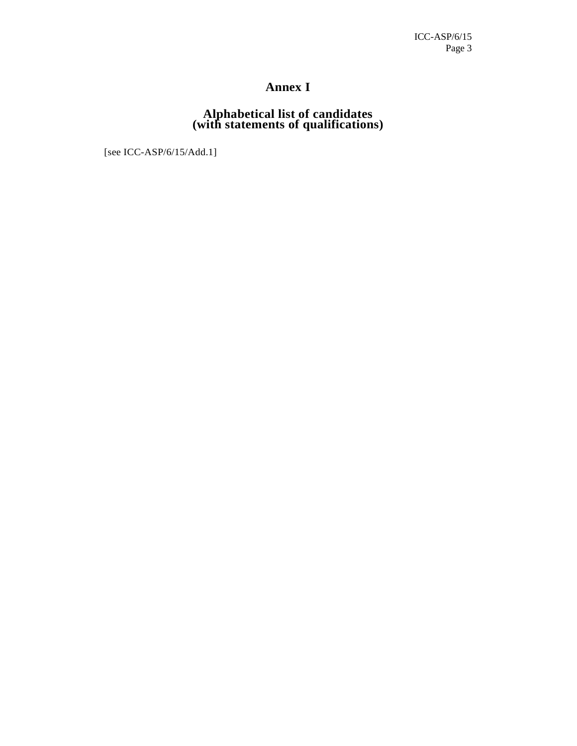# Annex I

## Alphabetical list of candidates
## (with statements of qualifications)

[see ICC-ASP/6/15/Add.1]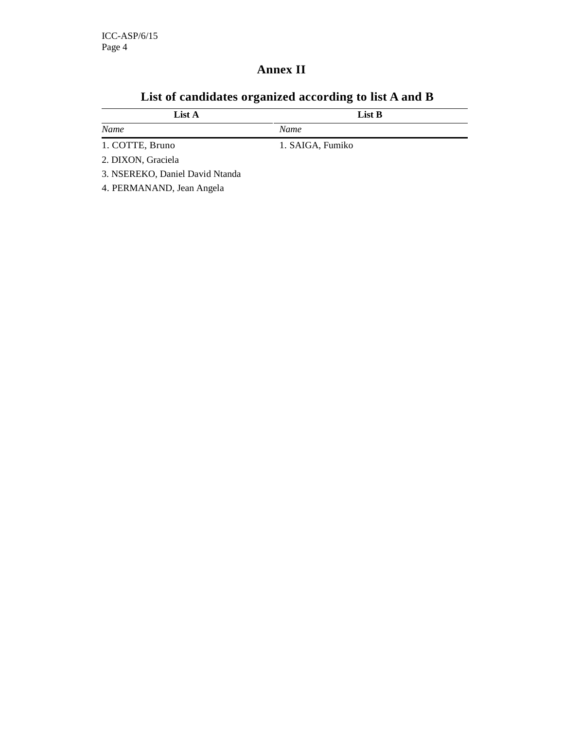# Annex II

## List of candidates organized according to list A and B

| List A | List B |
|---|---|
| *Name* | *Name* |
| 1. COTTE, Bruno | 1. SAIGA, Fumiko |
| 2. DIXON, Graciela | |
| 3. NSEREKO, Daniel David Ntanda | |
| 4. PERMANAND, Jean Angela | |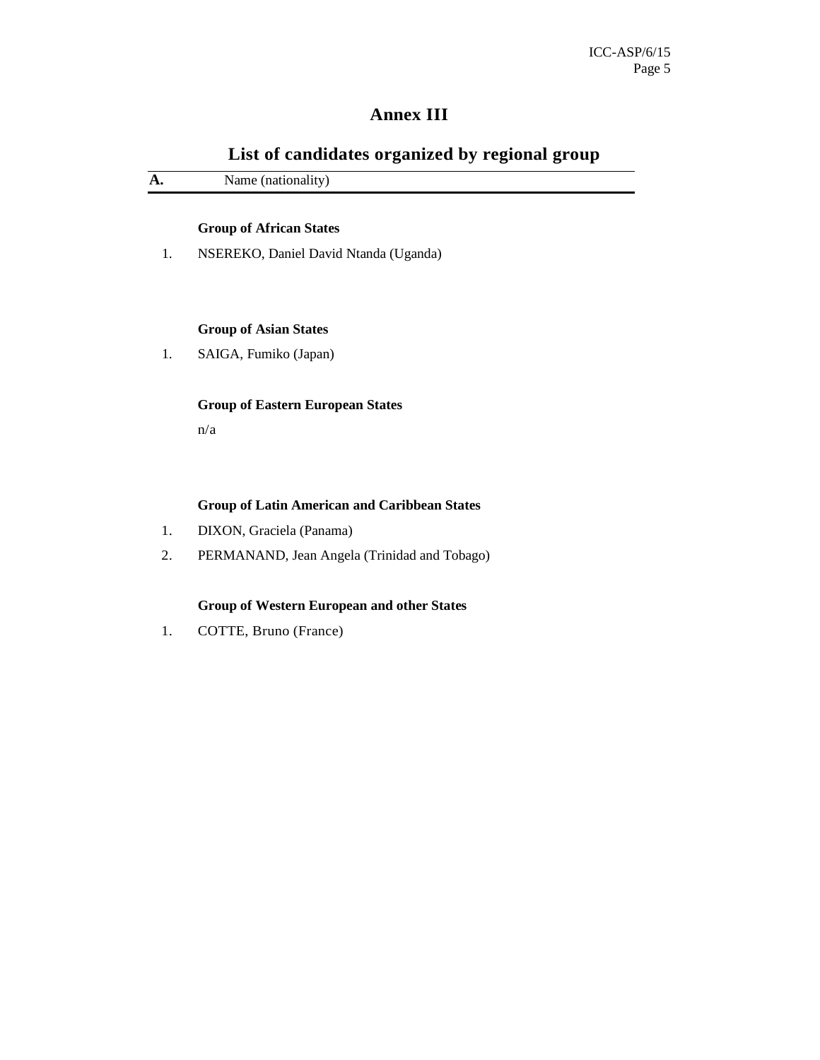# Annex III

## List of candidates organized by regional group

| A. | Name (nationality) |
|---|---|
| | **Group of African States** |
| 1. | NSEREKO, Daniel David Ntanda (Uganda) |
| | **Group of Asian States** |
| 1. | SAIGA, Fumiko (Japan) |
| | **Group of Eastern European States** |
| | n/a |
| | **Group of Latin American and Caribbean States** |
| 1. | DIXON, Graciela (Panama) |
| 2. | PERMANAND, Jean Angela (Trinidad and Tobago) |
| | **Group of Western European and other States** |
| 1. | COTTE, Bruno (France) |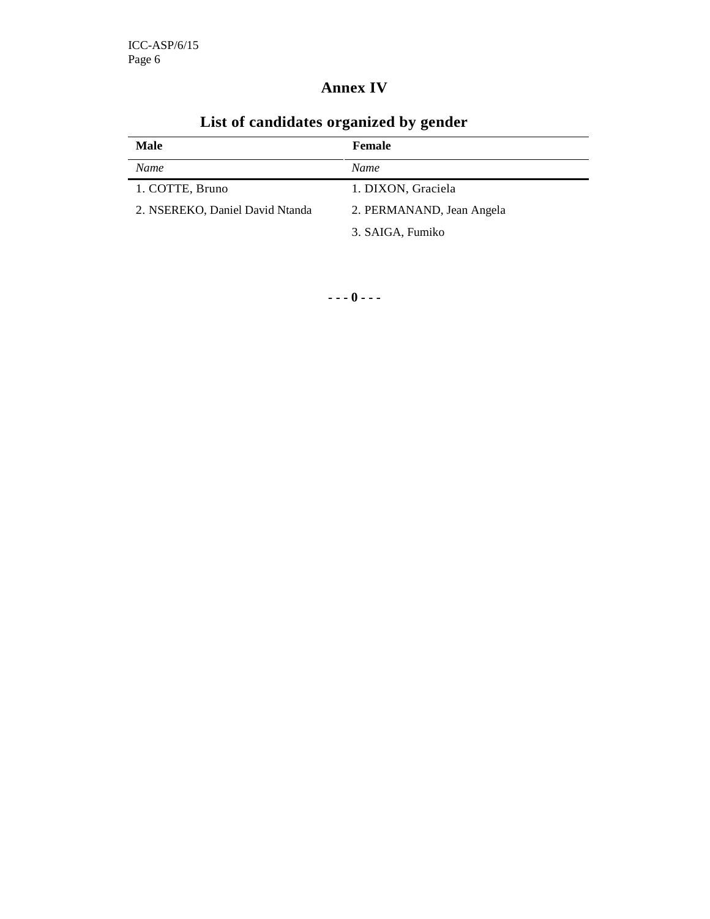# Annex IV

## List of candidates organized by gender

| Male | Female |
|---|---|
| *Name* | *Name* |
| 1. COTTE, Bruno | 1. DIXON, Graciela |
| 2. NSEREKO, Daniel David Ntanda | 2. PERMANAND, Jean Angela |
| | 3. SAIGA, Fumiko |

**- - - 0 - - -**